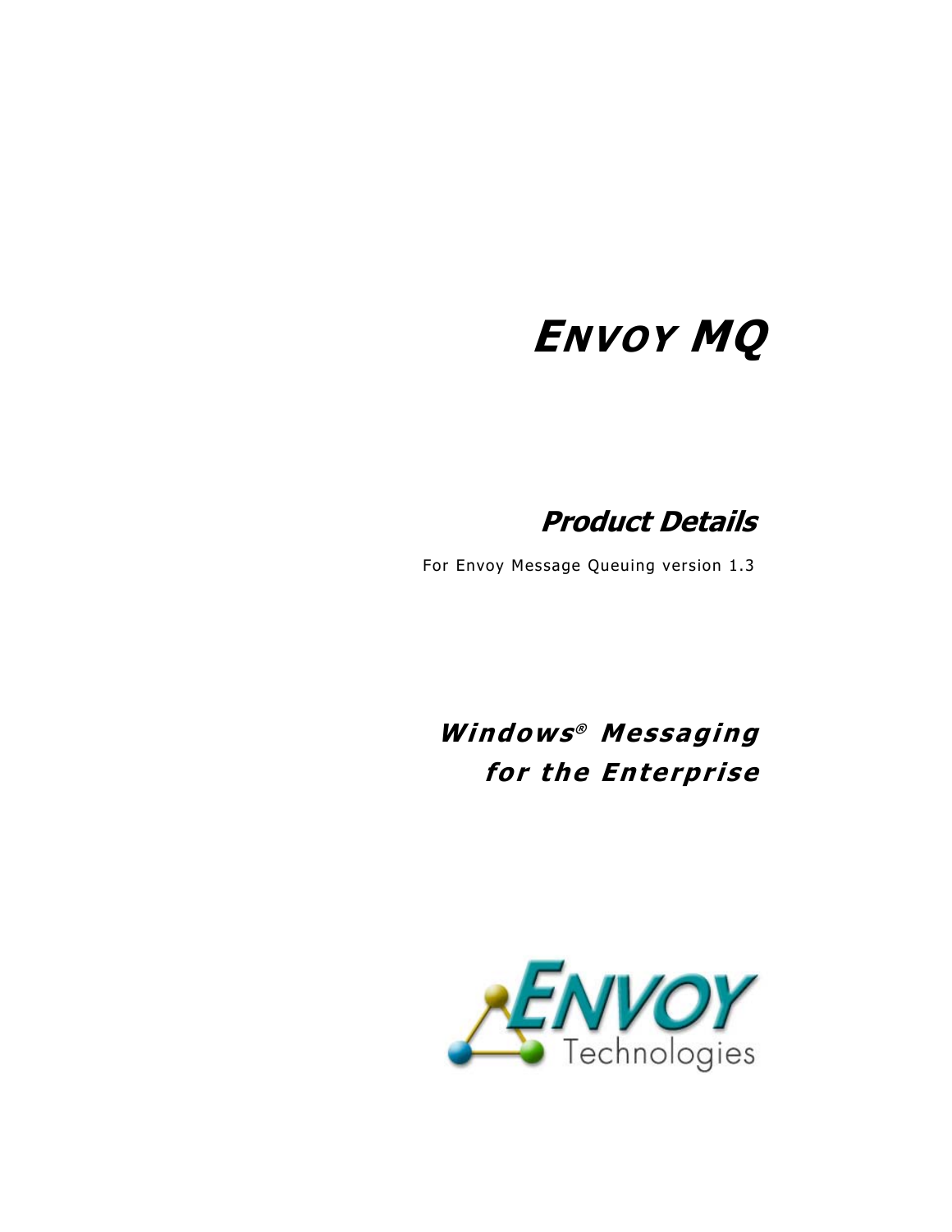# *ENVOY MQ*

## *Product Details*

For Envoy Message Queuing version 1.3

***Windows® Messaging for the Enterprise***

ENVOY Technologies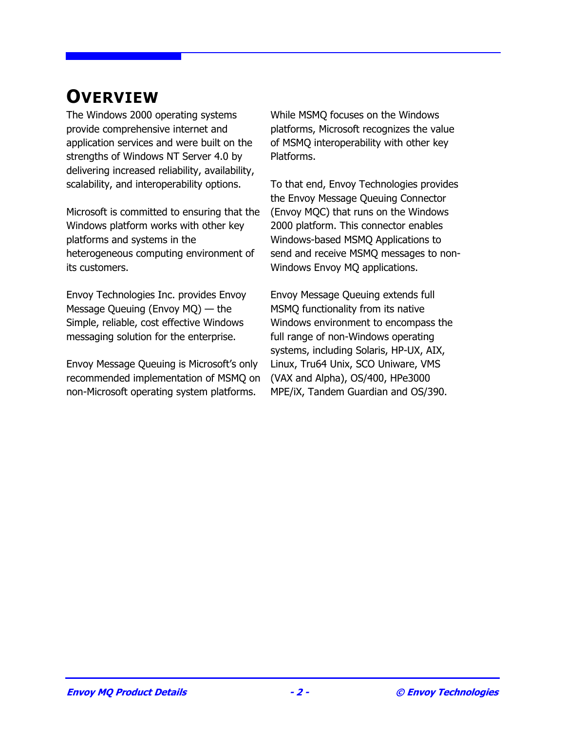# Overview

The Windows 2000 operating systems provide comprehensive internet and application services and were built on the strengths of Windows NT Server 4.0 by delivering increased reliability, availability, scalability, and interoperability options.

Microsoft is committed to ensuring that the Windows platform works with other key platforms and systems in the heterogeneous computing environment of its customers.

Envoy Technologies Inc. provides Envoy Message Queuing (Envoy MQ) — the Simple, reliable, cost effective Windows messaging solution for the enterprise.

Envoy Message Queuing is Microsoft's only recommended implementation of MSMQ on non-Microsoft operating system platforms.

While MSMQ focuses on the Windows platforms, Microsoft recognizes the value of MSMQ interoperability with other key Platforms.

To that end, Envoy Technologies provides the Envoy Message Queuing Connector (Envoy MQC) that runs on the Windows 2000 platform. This connector enables Windows-based MSMQ Applications to send and receive MSMQ messages to non-Windows Envoy MQ applications.

Envoy Message Queuing extends full MSMQ functionality from its native Windows environment to encompass the full range of non-Windows operating systems, including Solaris, HP-UX, AIX, Linux, Tru64 Unix, SCO Uniware, VMS (VAX and Alpha), OS/400, HPe3000 MPE/iX, Tandem Guardian and OS/390.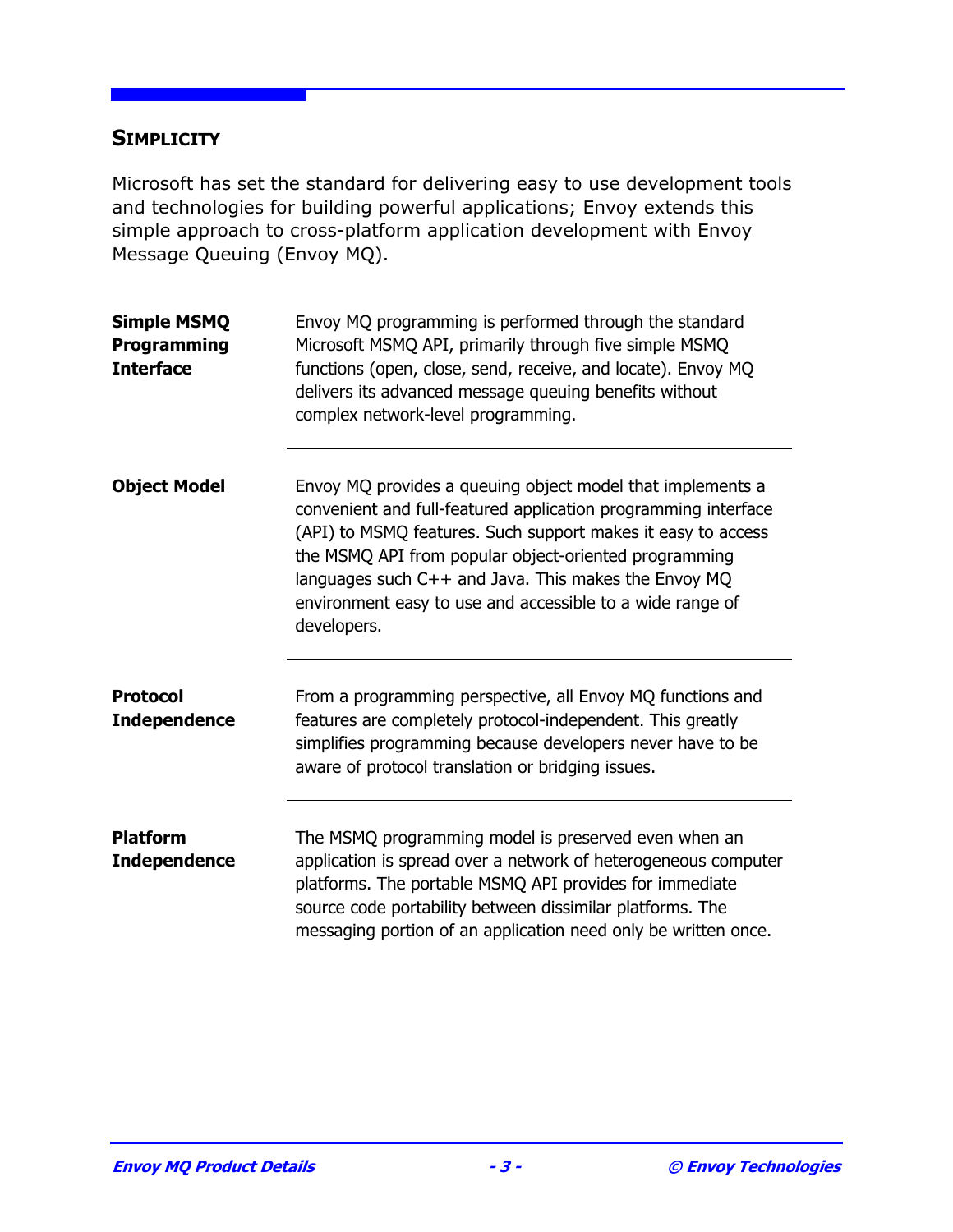## Simplicity

Microsoft has set the standard for delivering easy to use development tools and technologies for building powerful applications; Envoy extends this simple approach to cross-platform application development with Envoy Message Queuing (Envoy MQ).

**Simple MSMQ Programming Interface**

Envoy MQ programming is performed through the standard Microsoft MSMQ API, primarily through five simple MSMQ functions (open, close, send, receive, and locate). Envoy MQ delivers its advanced message queuing benefits without complex network-level programming.

---

**Object Model**

Envoy MQ provides a queuing object model that implements a convenient and full-featured application programming interface (API) to MSMQ features. Such support makes it easy to access the MSMQ API from popular object-oriented programming languages such C++ and Java. This makes the Envoy MQ environment easy to use and accessible to a wide range of developers.

---

**Protocol Independence**

From a programming perspective, all Envoy MQ functions and features are completely protocol-independent. This greatly simplifies programming because developers never have to be aware of protocol translation or bridging issues.

---

**Platform Independence**

The MSMQ programming model is preserved even when an application is spread over a network of heterogeneous computer platforms. The portable MSMQ API provides for immediate source code portability between dissimilar platforms. The messaging portion of an application need only be written once.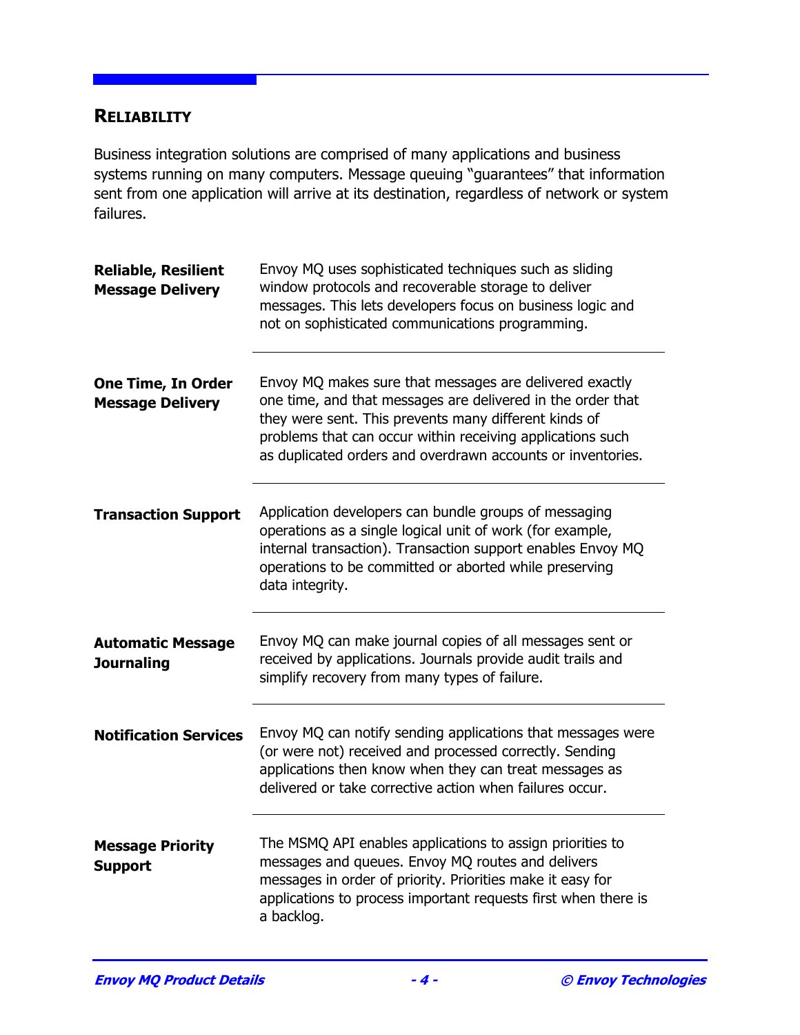## RELIABILITY

Business integration solutions are comprised of many applications and business systems running on many computers. Message queuing "guarantees" that information sent from one application will arrive at its destination, regardless of network or system failures.

**Reliable, Resilient Message Delivery**

Envoy MQ uses sophisticated techniques such as sliding window protocols and recoverable storage to deliver messages. This lets developers focus on business logic and not on sophisticated communications programming.

**One Time, In Order Message Delivery**

Envoy MQ makes sure that messages are delivered exactly one time, and that messages are delivered in the order that they were sent. This prevents many different kinds of problems that can occur within receiving applications such as duplicated orders and overdrawn accounts or inventories.

**Transaction Support**

Application developers can bundle groups of messaging operations as a single logical unit of work (for example, internal transaction). Transaction support enables Envoy MQ operations to be committed or aborted while preserving data integrity.

**Automatic Message Journaling**

Envoy MQ can make journal copies of all messages sent or received by applications. Journals provide audit trails and simplify recovery from many types of failure.

**Notification Services**

Envoy MQ can notify sending applications that messages were (or were not) received and processed correctly. Sending applications then know when they can treat messages as delivered or take corrective action when failures occur.

**Message Priority Support**

The MSMQ API enables applications to assign priorities to messages and queues. Envoy MQ routes and delivers messages in order of priority. Priorities make it easy for applications to process important requests first when there is a backlog.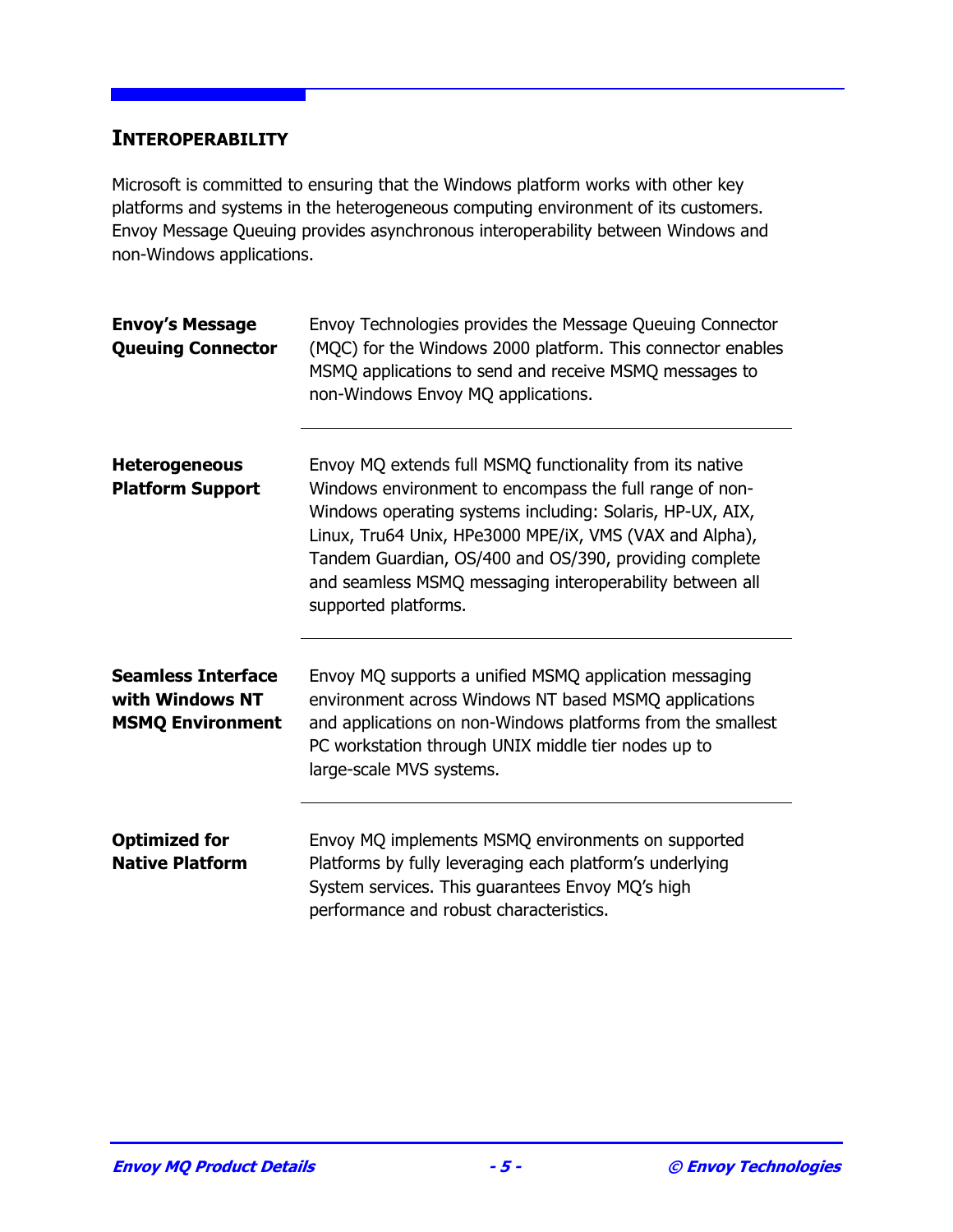## INTEROPERABILITY

Microsoft is committed to ensuring that the Windows platform works with other key platforms and systems in the heterogeneous computing environment of its customers. Envoy Message Queuing provides asynchronous interoperability between Windows and non-Windows applications.

**Envoy's Message Queuing Connector**

Envoy Technologies provides the Message Queuing Connector (MQC) for the Windows 2000 platform. This connector enables MSMQ applications to send and receive MSMQ messages to non-Windows Envoy MQ applications.

---

**Heterogeneous Platform Support**

Envoy MQ extends full MSMQ functionality from its native Windows environment to encompass the full range of non-Windows operating systems including: Solaris, HP-UX, AIX, Linux, Tru64 Unix, HPe3000 MPE/iX, VMS (VAX and Alpha), Tandem Guardian, OS/400 and OS/390, providing complete and seamless MSMQ messaging interoperability between all supported platforms.

---

**Seamless Interface with Windows NT MSMQ Environment**

Envoy MQ supports a unified MSMQ application messaging environment across Windows NT based MSMQ applications and applications on non-Windows platforms from the smallest PC workstation through UNIX middle tier nodes up to large-scale MVS systems.

---

**Optimized for Native Platform**

Envoy MQ implements MSMQ environments on supported Platforms by fully leveraging each platform's underlying System services. This guarantees Envoy MQ's high performance and robust characteristics.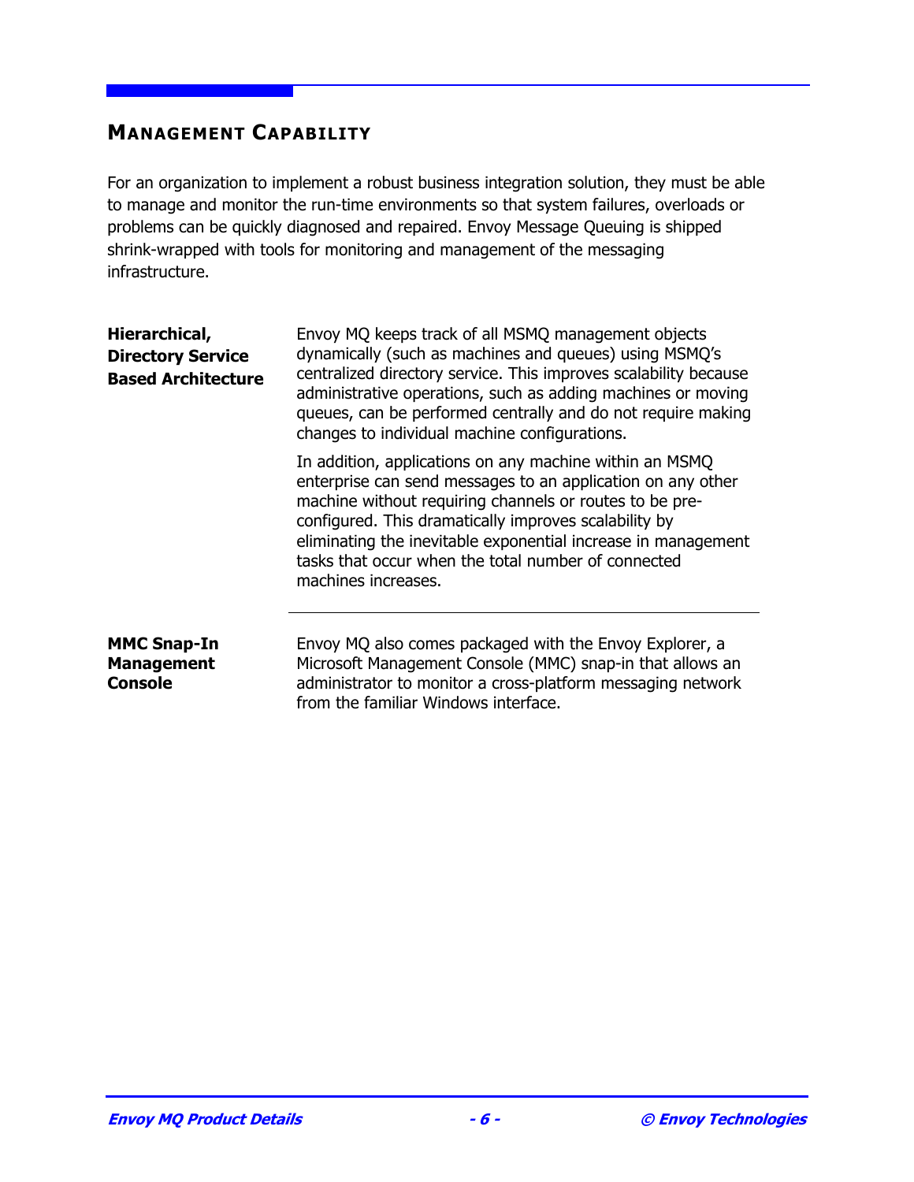## Management Capability

For an organization to implement a robust business integration solution, they must be able to manage and monitor the run-time environments so that system failures, overloads or problems can be quickly diagnosed and repaired. Envoy Message Queuing is shipped shrink-wrapped with tools for monitoring and management of the messaging infrastructure.

**Hierarchical, Directory Service Based Architecture**

Envoy MQ keeps track of all MSMQ management objects dynamically (such as machines and queues) using MSMQ's centralized directory service. This improves scalability because administrative operations, such as adding machines or moving queues, can be performed centrally and do not require making changes to individual machine configurations.

In addition, applications on any machine within an MSMQ enterprise can send messages to an application on any other machine without requiring channels or routes to be pre-configured. This dramatically improves scalability by eliminating the inevitable exponential increase in management tasks that occur when the total number of connected machines increases.

---

**MMC Snap-In Management Console**

Envoy MQ also comes packaged with the Envoy Explorer, a Microsoft Management Console (MMC) snap-in that allows an administrator to monitor a cross-platform messaging network from the familiar Windows interface.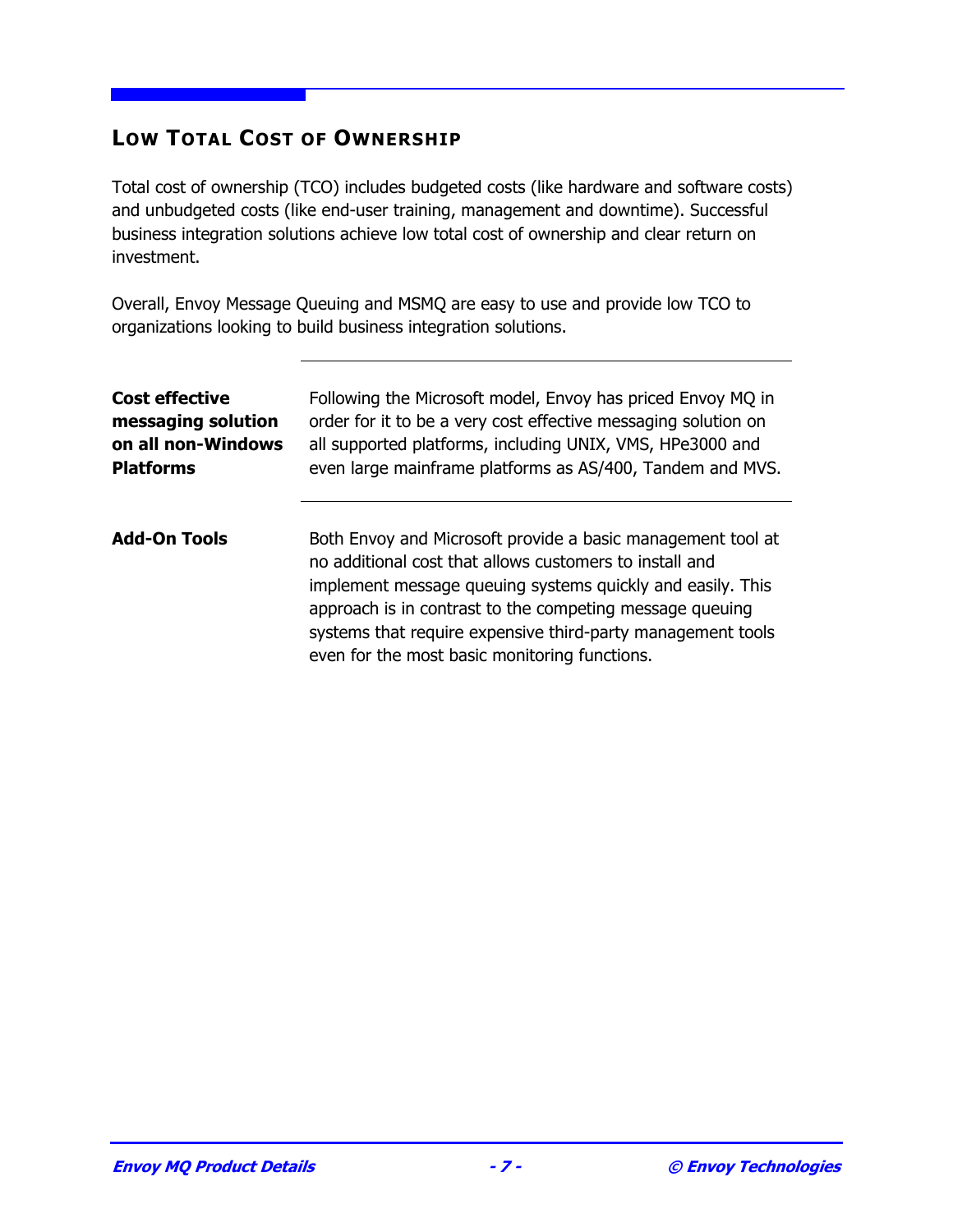## Low Total Cost of Ownership

Total cost of ownership (TCO) includes budgeted costs (like hardware and software costs) and unbudgeted costs (like end-user training, management and downtime). Successful business integration solutions achieve low total cost of ownership and clear return on investment.

Overall, Envoy Message Queuing and MSMQ are easy to use and provide low TCO to organizations looking to build business integration solutions.

**Cost effective messaging solution on all non-Windows Platforms**

Following the Microsoft model, Envoy has priced Envoy MQ in order for it to be a very cost effective messaging solution on all supported platforms, including UNIX, VMS, HPe3000 and even large mainframe platforms as AS/400, Tandem and MVS.

**Add-On Tools**

Both Envoy and Microsoft provide a basic management tool at no additional cost that allows customers to install and implement message queuing systems quickly and easily. This approach is in contrast to the competing message queuing systems that require expensive third-party management tools even for the most basic monitoring functions.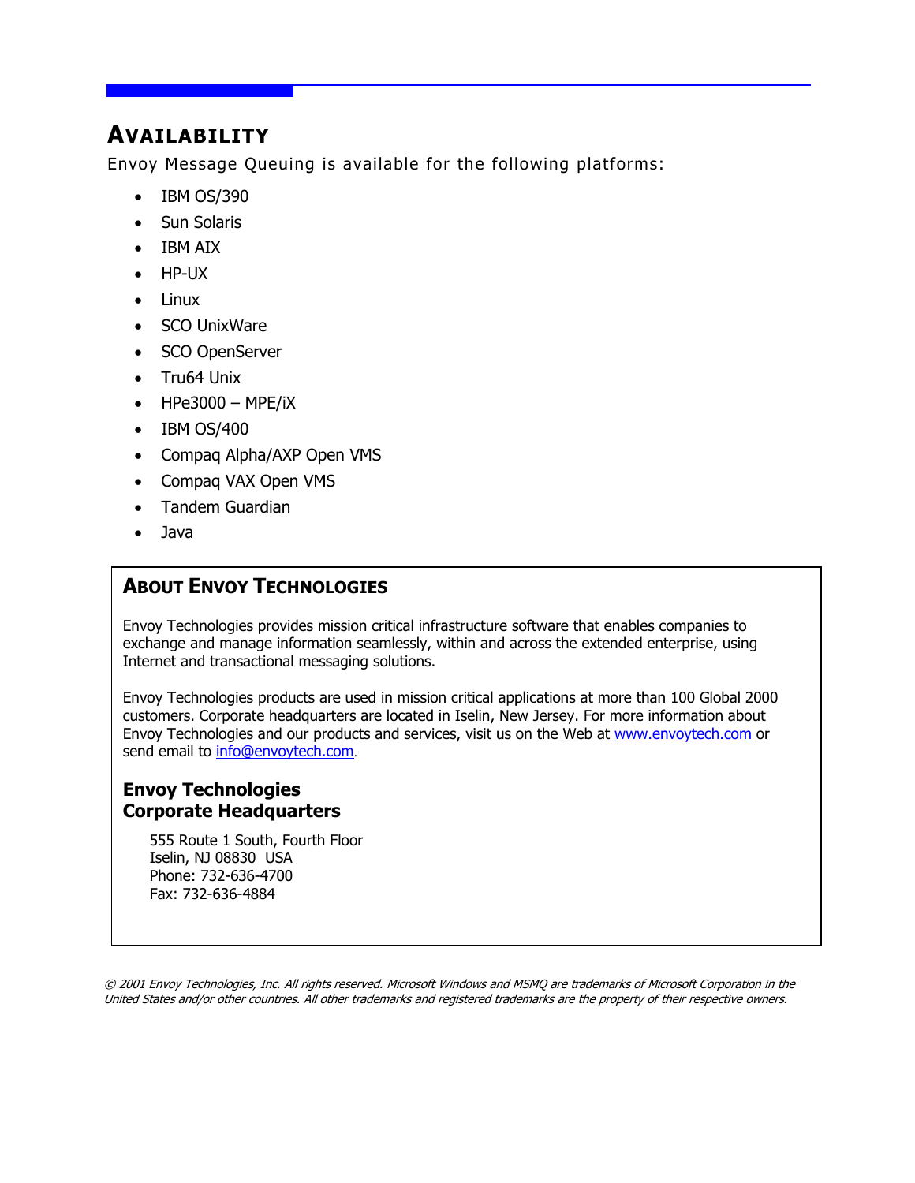## AVAILABILITY

Envoy Message Queuing is available for the following platforms:

- IBM OS/390
- Sun Solaris
- IBM AIX
- HP-UX
- Linux
- SCO UnixWare
- SCO OpenServer
- Tru64 Unix
- HPe3000 – MPE/iX
- IBM OS/400
- Compaq Alpha/AXP Open VMS
- Compaq VAX Open VMS
- Tandem Guardian
- Java

### ABOUT ENVOY TECHNOLOGIES

Envoy Technologies provides mission critical infrastructure software that enables companies to exchange and manage information seamlessly, within and across the extended enterprise, using Internet and transactional messaging solutions.

Envoy Technologies products are used in mission critical applications at more than 100 Global 2000 customers. Corporate headquarters are located in Iselin, New Jersey. For more information about Envoy Technologies and our products and services, visit us on the Web at www.envoytech.com or send email to info@envoytech.com.

**Envoy Technologies**
**Corporate Headquarters**

555 Route 1 South, Fourth Floor
Iselin, NJ 08830 USA
Phone: 732-636-4700
Fax: 732-636-4884

*© 2001 Envoy Technologies, Inc. All rights reserved. Microsoft Windows and MSMQ are trademarks of Microsoft Corporation in the United States and/or other countries. All other trademarks and registered trademarks are the property of their respective owners.*